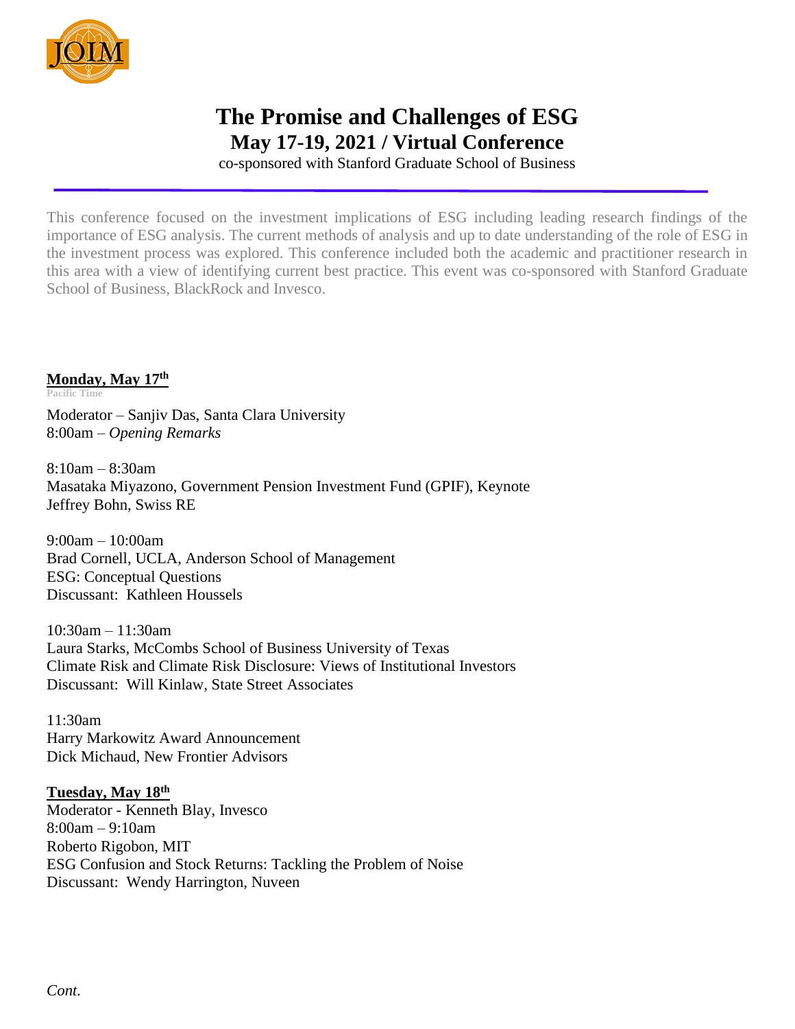# The Promise and Challenges of ESG

## May 17-19, 2021 / Virtual Conference

co-sponsored with Stanford Graduate School of Business

---

This conference focused on the investment implications of ESG including leading research findings of the importance of ESG analysis. The current methods of analysis and up to date understanding of the role of ESG in the investment process was explored. This conference included both the academic and practitioner research in this area with a view of identifying current best practice. This event was co-sponsored with Stanford Graduate School of Business, BlackRock and Invesco.

### Monday, May 17th

Pacific Time

Moderator – Sanjiv Das, Santa Clara University
8:00am – *Opening Remarks*

8:10am – 8:30am
Masataka Miyazono, Government Pension Investment Fund (GPIF), Keynote
Jeffrey Bohn, Swiss RE

9:00am – 10:00am
Brad Cornell, UCLA, Anderson School of Management
ESG: Conceptual Questions
Discussant: Kathleen Houssels

10:30am – 11:30am
Laura Starks, McCombs School of Business University of Texas
Climate Risk and Climate Risk Disclosure: Views of Institutional Investors
Discussant: Will Kinlaw, State Street Associates

11:30am
Harry Markowitz Award Announcement
Dick Michaud, New Frontier Advisors

### Tuesday, May 18th

Moderator - Kenneth Blay, Invesco
8:00am – 9:10am
Roberto Rigobon, MIT
ESG Confusion and Stock Returns: Tackling the Problem of Noise
Discussant: Wendy Harrington, Nuveen

*Cont.*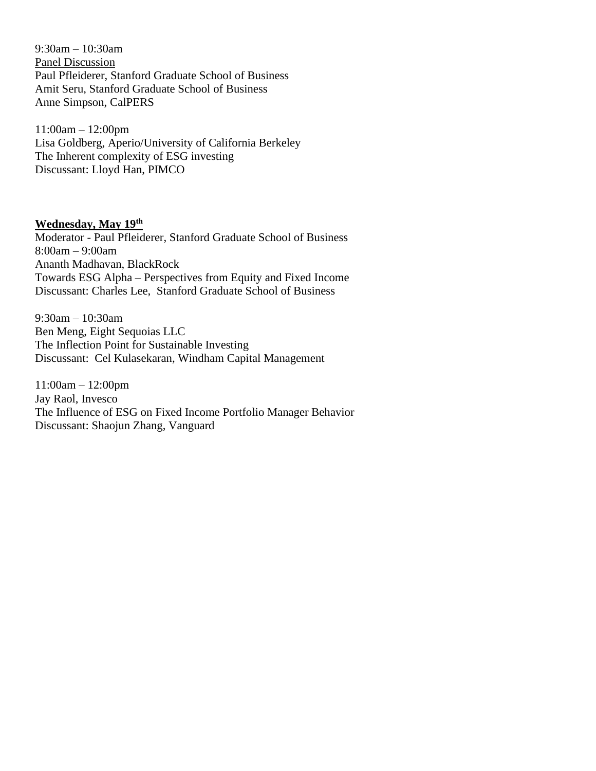9:30am – 10:30am
Panel Discussion
Paul Pfleiderer, Stanford Graduate School of Business
Amit Seru, Stanford Graduate School of Business
Anne Simpson, CalPERS

11:00am – 12:00pm
Lisa Goldberg, Aperio/University of California Berkeley
The Inherent complexity of ESG investing
Discussant: Lloyd Han, PIMCO

**Wednesday, May 19th**

Moderator - Paul Pfleiderer, Stanford Graduate School of Business
8:00am – 9:00am
Ananth Madhavan, BlackRock
Towards ESG Alpha – Perspectives from Equity and Fixed Income
Discussant: Charles Lee, Stanford Graduate School of Business

9:30am – 10:30am
Ben Meng, Eight Sequoias LLC
The Inflection Point for Sustainable Investing
Discussant: Cel Kulasekaran, Windham Capital Management

11:00am – 12:00pm
Jay Raol, Invesco
The Influence of ESG on Fixed Income Portfolio Manager Behavior
Discussant: Shaojun Zhang, Vanguard